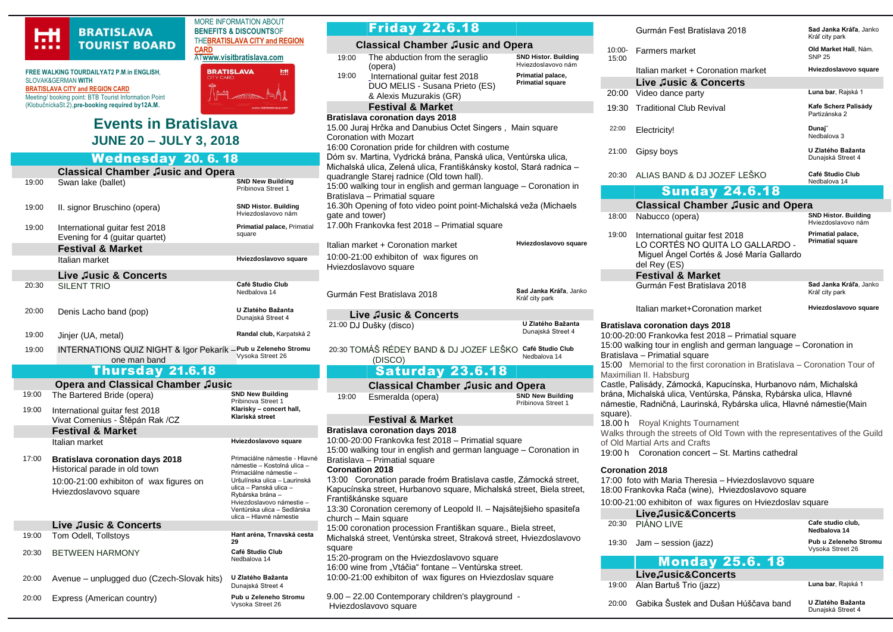**BRATISLAVA TOURIST BOARD**

**FREE WALKING TOURDAILYAT2 P.M.in ENGLISH**, SLOVAK&GERMAN **WITH BRATISLAVA CITY and REGION CARD**
Meeting/ booking point: BTB Tourist Information Point (KlobučnickaSt.2),**pre-booking required by12A.M.**

MORE INFORMATION ABOUT **BENEFITS & DISCOUNTS**OF THE**BRATISLAVA CITY and REGION CARD** AT**www.visitbratislava.com**

# Events in Bratislava

## JUNE 20 – JULY 3, 2018

## Wednesday 20. 6. 18

### Classical Chamber ♫usic and Opera

| Time | Event | Venue |
|---|---|---|
| 19:00 | Swan lake (ballet) | **SND New Building** Pribinova Street 1 |
| 19:00 | Il. signor Bruschino (opera) | **SND Histor. Building** Hviezdoslavovo nám |
| 19:00 | International guitar fest 2018 Evening for 4 (guitar quartet) | **Primatial palace,** Primatial square |

### Festival & Market

| Event | Venue |
|---|---|
| Italian market | **Hviezdoslavovo square** |

### Live ♫usic & Concerts

| Time | Event | Venue |
|---|---|---|
| 20:30 | SILENT TRIO | **Café Studio Club** Nedbalova 14 |
| 20:00 | Denis Lacho band (pop) | **U Zlatého Bažanta** Dunajská Street 4 |
| 19:00 | Jinjer (UA, metal) | **Randal club,** Karpatská 2 |
| 19:00 | INTERNATIONS QUIZ NIGHT & Igor Pekarík – one man band | **Pub u Zeleneho Stromu** Vysoka Street 26 |

## Thursday 21.6.18

### Opera and Classical Chamber ♫usic

| Time | Event | Venue |
|---|---|---|
| 19:00 | The Bartered Bride (opera) | **SND New Building** Pribinova Street 1 |
| 19:00 | International guitar fest 2018 Vivat Comenius - Štěpán Rak /CZ | **Klarisky – concert hall, Klariská street** |

### Festival & Market

| Time | Event | Venue |
|---|---|---|
| | Italian market | **Hviezdoslavovo square** |
| 17:00 | **Bratislava coronation days 2018** Historical parade in old town<br>10:00-21:00 exhibiton of wax figures on Hviezdoslavovo square | Primaciálne námestie - Hlavné námestie – Kostolná ulica – Primaciálne námestie – Uršulínska ulica – Laurinská ulica – Panská ulica – Rybárska brána – Hviezdoslavovo námestie – Ventúrska ulica – Sedlárska ulica – Hlavné námestie |

### Live ♫usic & Concerts

| Time | Event | Venue |
|---|---|---|
| 19:00 | Tom Odell, Tollstoys | **Hant aréna, Trnavská cesta 29** |
| 20:30 | BETWEEN HARMONY | **Café Studio Club** Nedbalova 14 |
| 20:00 | Avenue – unplugged duo (Czech-Slovak hits) | **U Zlatého Bažanta** Dunajská Street 4 |
| 20:00 | Express (American country) | **Pub u Zeleneho Stromu** Vysoka Street 26 |

## Friday 22.6.18

### Classical Chamber ♫usic and Opera

| Time | Event | Venue |
|---|---|---|
| 19:00 | The abduction from the seraglio (opera) | **SND Histor. Building** Hviezdoslavovo nám |
| 19:00 | International guitar fest 2018 DUO MELIS - Susana Prieto (ES) & Alexis Muzurakis (GR) | **Primatial palace, Primatial square** |

### Festival & Market

**Bratislava coronation days 2018**

15.00 Juraj Hrčka and Danubius Octet Singers , Main square Coronation with Mozart

16:00 Coronation pride for children with costume

Dóm sv. Martina, Vydrická brána, Panská ulica, Ventúrska ulica, Michalská ulica, Zelená ulica, Františkánsky kostol, Stará radnica – quadrangle Starej radnice (Old town hall).

15:00 walking tour in english and german language – Coronation in Bratislava – Primatial square

16.30h Opening of foto video point point-Michalská veža (Michaels gate and tower)

17.00h Frankovka fest 2018 – Primatial square

| Event | Venue |
|---|---|
| Italian market + Coronation market<br>10:00-21:00 exhibiton of wax figures on Hviezdoslavovo square | **Hviezdoslavovo square** |
| Gurmán Fest Bratislava 2018 | **Sad Janka Kráľa**, Janko Kráľ city park |

### Live ♫usic & Concerts

| Time | Event | Venue |
|---|---|---|
| 21:00 | DJ Dušky (disco) | **U Zlatého Bažanta** Dunajská Street 4 |
| 20:30 | TOMÁŠ RÉDEY BAND & DJ JOZEF LEŠKO (DISCO) | **Café Studio Club** Nedbalova 14 |

## Saturday 23.6.18

### Classical Chamber ♫usic and Opera

| Time | Event | Venue |
|---|---|---|
| 19:00 | Esmeralda (opera) | **SND New Building** Pribinova Street 1 |

### Festival & Market

**Bratislava coronation days 2018**

10:00-20:00 Frankovka fest 2018 – Primatial square

15:00 walking tour in english and german language – Coronation in Bratislava – Primatial square

**Coronation 2018**

13:00 Coronation parade froém Bratislava castle, Zámocká street, Kapucínska street, Hurbanovo square, Michalská street, Biela street, Františkánske square

13:30 Coronation ceremony of Leopold II. – Najsätejšieho spasiteľa church – Main square

15:00 coronation procession Františkan square., Biela street, Michalská street, Ventúrska street, Straková street, Hviezdoslavovo square

15:20-program on the Hviezdoslavovo square

16:00 wine from „Vtáčia" fontane – Ventúrska street.

10:00-21:00 exhibiton of wax figures on Hviezdoslav square

9.00 – 22.00 Contemporary children's playground - Hviezdoslavovo square

| Time | Event | Venue |
|---|---|---|
| | Gurmán Fest Bratislava 2018 | **Sad Janka Kráľa**, Janko Kráľ city park |
| 10:00-15:00 | Farmers market | **Old Market Hall**, Nám. SNP 25 |
| | Italian market + Coronation market | **Hviezdoslavovo square** |

### Live ♫usic & Concerts

| Time | Event | Venue |
|---|---|---|
| 20:00 | Video dance party | **Luna bar**, Rajská 1 |
| 19:30 | Traditional Club Revival | **Kafe Scherz Palisády** Partizánska 2 |
| 22:00 | Electricity! | **Dunaj**˝ Nedbalova 3 |
| 21:00 | Gipsy boys | **U Zlatého Bažanta** Dunajská Street 4 |
| 20:30 | ALIAS BAND & DJ JOZEF LEŠKO | **Café Studio Club** Nedbalova 14 |

## Sunday 24.6.18

### Classical Chamber ♫usic and Opera

| Time | Event | Venue |
|---|---|---|
| 18:00 | Nabucco (opera) | **SND Histor. Building** Hviezdoslavovo nám |
| 19:00 | International guitar fest 2018 LO CORTÉS NO QUITA LO GALLARDO - Miguel Ángel Cortés & José María Gallardo del Rey (ES) | **Primatial palace, Primatial square** |

### Festival & Market

| Event | Venue |
|---|---|
| Gurmán Fest Bratislava 2018 | **Sad Janka Kráľa**, Janko Kráľ city park |
| Italian market+Coronation market | **Hviezdoslavovo square** |

**Bratislava coronation days 2018**

10:00-20:00 Frankovka fest 2018 – Primatial square

15:00 walking tour in english and german language – Coronation in Bratislava – Primatial square

15:00 Memorial to the first coronation in Bratislava – Coronation Tour of Maximilian II. Habsburg

Castle, Palisády, Zámocká, Kapucínska, Hurbanovo nám, Michalská brána, Michalská ulica, Ventúrska, Pánska, Rybárska ulica, Hlavné námestie, Radničná, Laurinská, Rybárska ulica, Hlavné námestie(Main square).

18.00 h Royal Knights Tournament

Walks through the streets of Old Town with the representatives of the Guild of Old Martial Arts and Crafts

19:00 h Coronation concert – St. Martins cathedral

**Coronation 2018**

17:00 foto with Maria Theresia – Hviezdoslavovo square

18:00 Frankovka Rača (wine), Hviezdoslavovo square

10:00-21:00 exhibiton of wax figures on Hviezdoslav square

### Live♫usic&Concerts

| Time | Event | Venue |
|---|---|---|
| 20:30 | PIÁNO LIVE | **Cafe studio club, Nedbalova 14** |
| 19:30 | Jam – session (jazz) | **Pub u Zeleneho Stromu** Vysoka Street 26 |

## Monday 25.6. 18

### Live♫usic&Concerts

| Time | Event | Venue |
|---|---|---|
| 19:00 | Alan Bartuš Trio (jazz) | **Luna bar**, Rajská 1 |
| 20:00 | Gabika Šustek and Dušan Húščava band | **U Zlatého Bažanta** Dunajská Street 4 |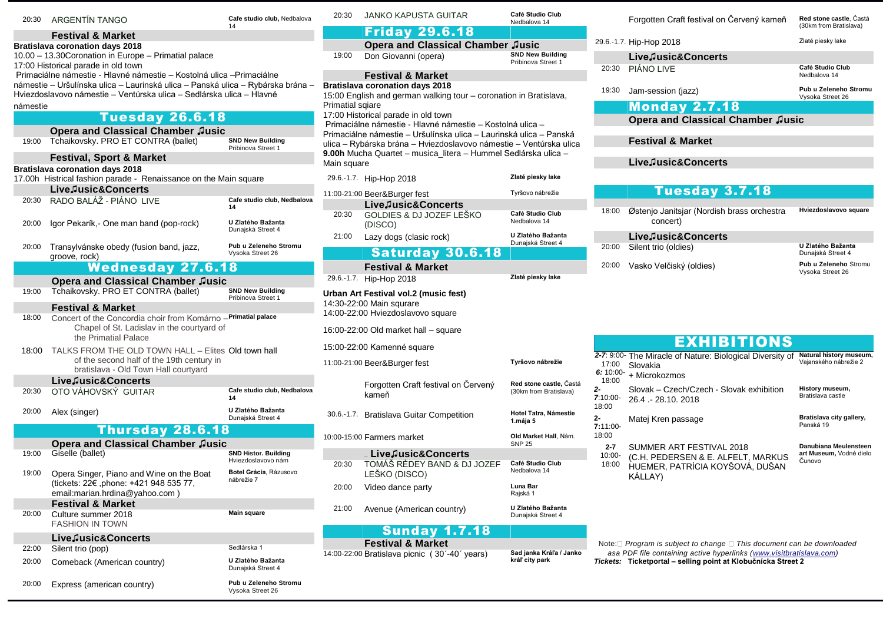| | | |
|---|---|---|
| 20:30 | ARGENTÍN TANGO | **Cafe studio club,** Nedbalova 14 |

### Festival & Market

**Bratislava coronation days 2018**

10.00 – 13.30Coronation in Europe – Primatial palace

17:00 Historical parade in old town

Primaciálne námestie - Hlavné námestie – Kostolná ulica –Primaciálne námestie – Uršulínska ulica – Laurinská ulica – Panská ulica – Rybárska brána – Hviezdoslavovo námestie – Ventúrska ulica – Sedlárska ulica – Hlavné námestie

## Tuesday 26.6.18

### Opera and Classical Chamber ♫usic

| | | |
|---|---|---|
| 19:00 | Tchaikovsky. PRO ET CONTRA (ballet) | **SND New Building** Pribinova Street 1 |

### Festival, Sport & Market

**Bratislava coronation days 2018**

17.00h Histrical fashion parade - Renaissance on the Main square

### Live♫usic&Concerts

| | | |
|---|---|---|
| 20:30 | RADO BALÁŽ - PIÁNO LIVE | **Cafe studio club, Nedbalova 14** |
| 20:00 | Igor Pekarík,- One man band (pop-rock) | **U Zlatého Bažanta** Dunajská Street 4 |
| 20:00 | Transylvánske obedy (fusion band, jazz, groove, rock) | **Pub u Zeleneho Stromu** Vysoka Street 26 |

## Wednesday 27.6.18

### Opera and Classical Chamber ♫usic

| | | |
|---|---|---|
| 19:00 | Tchaikovsky. PRO ET CONTRA (ballet) | **SND New Building** Pribinova Street 1 |

### Festival & Market

| | | |
|---|---|---|
| 18:00 | Concert of the Concordia choir from Komárno – Chapel of St. Ladislav in the courtyard of the Primatial Palace | **Primatial palace** |
| 18:00 | TALKS FROM THE OLD TOWN HALL – Elites of the second half of the 19th century in bratislava - Old Town Hall courtyard | Old town hall |

### Live♫usic&Concerts

| | | |
|---|---|---|
| 20:30 | OTO VÁHOVSKÝ GUITAR | **Cafe studio club, Nedbalova 14** |
| 20:00 | Alex (singer) | **U Zlatého Bažanta** Dunajská Street 4 |

## Thursday 28.6.18

### Opera and Classical Chamber ♫usic

| | | |
|---|---|---|
| 19:00 | Giselle (ballet) | **SND Histor. Building** Hviezdoslavovo nám |
| 19:00 | Opera Singer, Piano and Wine on the Boat (tickets: 22€ ,phone: +421 948 535 77, email:marian.hrdina@yahoo.com ) | **Botel Grácia**, Rázusovo nábrežie 7 |

### Festival & Market

| | | |
|---|---|---|
| 20:00 | Culture summer 2018 FASHION IN TOWN | **Main square** |

### Live♫usic&Concerts

| | | |
|---|---|---|
| 22:00 | Silent trio (pop) | Sedlárska 1 |
| 20:00 | Comeback (American country) | **U Zlatého Bažanta** Dunajská Street 4 |
| 20:00 | Express (american country) | **Pub u Zeleneho Stromu** Vysoka Street 26 |
| 20:30 | JANKO KAPUSTA GUITAR | **Café Studio Club** Nedbalova 14 |

## Friday 29.6.18

### Opera and Classical Chamber ♫usic

| | | |
|---|---|---|
| 19:00 | Don Giovanni (opera) | **SND New Building** Pribinova Street 1 |

### Festival & Market

**Bratislava coronation days 2018**

15:00 English and german walking tour – coronation in Bratislava, Primatial sqiare

17:00 Historical parade in old town

Primaciálne námestie - Hlavné námestie – Kostolná ulica – Primaciálne námestie – Uršulínska ulica – Laurinská ulica – Panská ulica – Rybárska brána – Hviezdoslavovo námestie – Ventúrska ulica

**9.00h** Mucha Quartet – musica_litera – Hummel Sedlárska ulica – Main square

| | | |
|---|---|---|
| 29.6.-1.7. | Hip-Hop 2018 | **Zlaté piesky lake** |
| 11:00-21:00 | Beer&Burger fest | Tyršovo nábrežie |

### Live♫usic&Concerts

| | | |
|---|---|---|
| 20:30 | GOLDIES & DJ JOZEF LEŠKO (DISCO) | **Café Studio Club** Nedbalova 14 |
| 21:00 | Lazy dogs (clasic rock) | **U Zlatého Bažanta** Dunajská Street 4 |

## Saturday 30.6.18

### Festival & Market

| | | |
|---|---|---|
| 29.6.-1.7. | Hip-Hop 2018 | **Zlaté piesky lake** |

**Urban Art Festival vol.2 (music fest)**

14:30-22:00 Main squrare

14:00-22:00 Hviezdoslavovo square

16:00-22:00 Old market hall – square

15:00-22:00 Kamenné square

| | | |
|---|---|---|
| 11:00-21:00 | Beer&Burger fest | **Tyršovo nábrežie** |
| | Forgotten Craft festival on Červený kameň | **Red stone castle**, Častá (30km from Bratislava) |
| 30.6.-1.7. | Bratislava Guitar Competition | **Hotel Tatra, Námestie 1.mája 5** |
| 10:00-15:00 | Farmers market | **Old Market Hall**, Nám. SNP 25 |

### Live♫usic&Concerts

| | | |
|---|---|---|
| 20:30 | TOMÁŠ RÉDEY BAND & DJ JOZEF LEŠKO (DISCO) | **Café Studio Club** Nedbalova 14 |
| 20:00 | Video dance party | **Luna Bar** Rajská 1 |
| 21:00 | Avenue (American country) | **U Zlatého Bažanta** Dunajská Street 4 |

## Sunday 1.7.18

### Festival & Market

| | | |
|---|---|---|
| 14:00-22:00 | Bratislava picnic ( 30´-40´ years) | **Sad janka Kráľa / Janko kráľ city park** |
| | Forgotten Craft festival on Červený kameň | **Red stone castle**, Častá (30km from Bratislava) |
| 29.6.-1.7. | Hip-Hop 2018 | Zlaté piesky lake |

### Live♫usic&Concerts

| | | |
|---|---|---|
| 20:30 | PIÁNO LIVE | **Café Studio Club** Nedbalova 14 |
| 19:30 | Jam-session (jazz) | **Pub u Zeleneho Stromu** Vysoka Street 26 |

## Monday 2.7.18

### Opera and Classical Chamber ♫usic

### Festival & Market

### Live♫usic&Concerts

## Tuesday 3.7.18

| | | |
|---|---|---|
| 18:00 | Østenjo Janitsjar (Nordish brass orchestra concert) | **Hviezdoslavovo square** |

### Live♫usic&Concerts

| | | |
|---|---|---|
| 20:00 | Silent trio (oldies) | **U Zlatého Bažanta** Dunajská Street 4 |
| 20:00 | Vasko Velčiský (oldies) | **Pub u Zeleneho** Stromu Vysoka Street 26 |

## EXHIBITIONS

| | | |
|---|---|---|
| ***2-7***: 9:00-17:00 ***6***: 10:00-18:00 | The Miracle of Nature: Biological Diversity of Slovakia + Microkozmos | **Natural history museum,** Vajanského nábrežie 2 |
| **2-7**:10:00-18:00 | Slovak – Czech/Czech - Slovak exhibition 26.4 .- 28.10. 2018 | **History museum,** Bratislava castle |
| **2-7**:11:00-18:00 | Matej Kren passage | **Bratislava city gallery,** Panská 19 |
| **2-7** 10:00-18:00 | SUMMER ART FESTIVAL 2018 (C.H. PEDERSEN & E. ALFELT, MARKUS HUEMER, PATRÍCIA KOYŠOVÁ, DUŠAN KÁLLAY) | **Danubiana Meulensteen art Museum,** Vodné dielo Čunovo |

Note:□ *Program is subject to change □ This document can be downloaded asa PDF file containing active hyperlinks (www.visitbratislava.com)*

***Tickets:*** **Ticketportal – selling point at Klobučnícka Street 2**